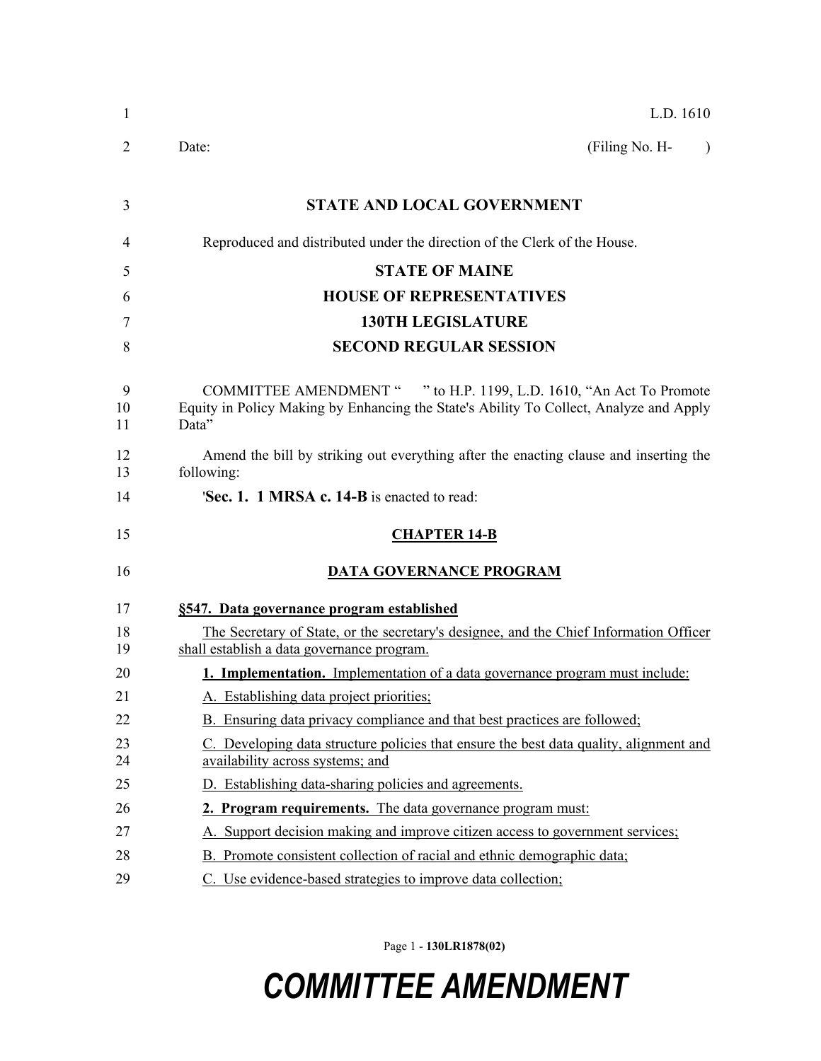L.D. 1610

Date: (Filing No. H- )

# STATE AND LOCAL GOVERNMENT

Reproduced and distributed under the direction of the Clerk of the House.

## STATE OF MAINE
## HOUSE OF REPRESENTATIVES
## 130TH LEGISLATURE
## SECOND REGULAR SESSION

COMMITTEE AMENDMENT " " to H.P. 1199, L.D. 1610, "An Act To Promote Equity in Policy Making by Enhancing the State's Ability To Collect, Analyze and Apply Data"

Amend the bill by striking out everything after the enacting clause and inserting the following:

'**Sec. 1. 1 MRSA c. 14-B** is enacted to read:

**CHAPTER 14-B**

**DATA GOVERNANCE PROGRAM**

**§547. Data governance program established**

The Secretary of State, or the secretary's designee, and the Chief Information Officer shall establish a data governance program.

**1. Implementation.** Implementation of a data governance program must include:

A. Establishing data project priorities;

B. Ensuring data privacy compliance and that best practices are followed;

C. Developing data structure policies that ensure the best data quality, alignment and availability across systems; and

D. Establishing data-sharing policies and agreements.

**2. Program requirements.** The data governance program must:

A. Support decision making and improve citizen access to government services;

B. Promote consistent collection of racial and ethnic demographic data;

C. Use evidence-based strategies to improve data collection;

Page 1 - **130LR1878(02)**

***COMMITTEE AMENDMENT***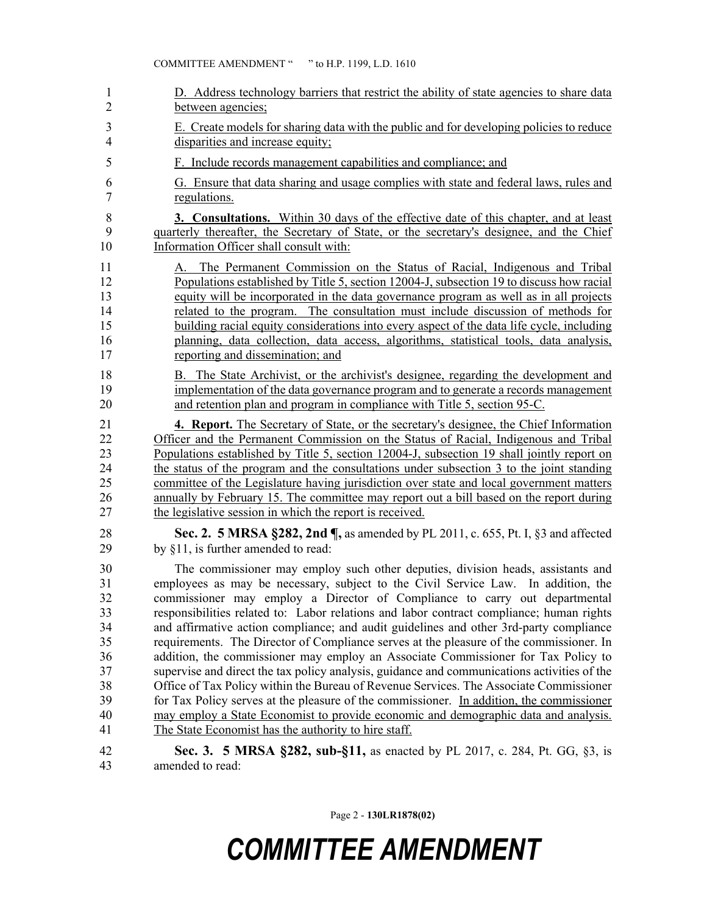D. Address technology barriers that restrict the ability of state agencies to share data between agencies;

E. Create models for sharing data with the public and for developing policies to reduce disparities and increase equity;

F. Include records management capabilities and compliance; and

G. Ensure that data sharing and usage complies with state and federal laws, rules and regulations.

**3. Consultations.** Within 30 days of the effective date of this chapter, and at least quarterly thereafter, the Secretary of State, or the secretary's designee, and the Chief Information Officer shall consult with:

A. The Permanent Commission on the Status of Racial, Indigenous and Tribal Populations established by Title 5, section 12004-J, subsection 19 to discuss how racial equity will be incorporated in the data governance program as well as in all projects related to the program. The consultation must include discussion of methods for building racial equity considerations into every aspect of the data life cycle, including planning, data collection, data access, algorithms, statistical tools, data analysis, reporting and dissemination; and

B. The State Archivist, or the archivist's designee, regarding the development and implementation of the data governance program and to generate a records management and retention plan and program in compliance with Title 5, section 95-C.

**4. Report.** The Secretary of State, or the secretary's designee, the Chief Information Officer and the Permanent Commission on the Status of Racial, Indigenous and Tribal Populations established by Title 5, section 12004-J, subsection 19 shall jointly report on the status of the program and the consultations under subsection 3 to the joint standing committee of the Legislature having jurisdiction over state and local government matters annually by February 15. The committee may report out a bill based on the report during the legislative session in which the report is received.

**Sec. 2. 5 MRSA §282, 2nd ¶,** as amended by PL 2011, c. 655, Pt. I, §3 and affected by §11, is further amended to read:

The commissioner may employ such other deputies, division heads, assistants and employees as may be necessary, subject to the Civil Service Law. In addition, the commissioner may employ a Director of Compliance to carry out departmental responsibilities related to: Labor relations and labor contract compliance; human rights and affirmative action compliance; and audit guidelines and other 3rd-party compliance requirements. The Director of Compliance serves at the pleasure of the commissioner. In addition, the commissioner may employ an Associate Commissioner for Tax Policy to supervise and direct the tax policy analysis, guidance and communications activities of the Office of Tax Policy within the Bureau of Revenue Services. The Associate Commissioner for Tax Policy serves at the pleasure of the commissioner. In addition, the commissioner may employ a State Economist to provide economic and demographic data and analysis. The State Economist has the authority to hire staff.

**Sec. 3. 5 MRSA §282, sub-§11,** as enacted by PL 2017, c. 284, Pt. GG, §3, is amended to read: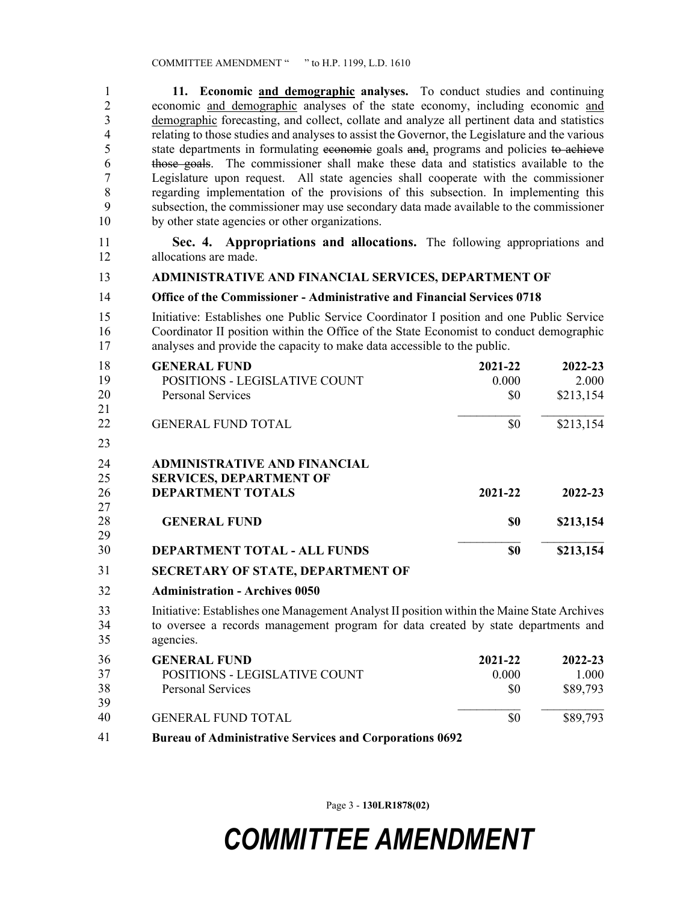**11. Economic and demographic analyses.** To conduct studies and continuing economic and demographic analyses of the state economy, including economic and demographic forecasting, and collect, collate and analyze all pertinent data and statistics relating to those studies and analyses to assist the Governor, the Legislature and the various state departments in formulating ~~economic~~ goals ~~and~~, programs and policies ~~to achieve those goals~~. The commissioner shall make these data and statistics available to the Legislature upon request. All state agencies shall cooperate with the commissioner regarding implementation of the provisions of this subsection. In implementing this subsection, the commissioner may use secondary data made available to the commissioner by other state agencies or other organizations.

**Sec. 4. Appropriations and allocations.** The following appropriations and allocations are made.

**ADMINISTRATIVE AND FINANCIAL SERVICES, DEPARTMENT OF**

**Office of the Commissioner - Administrative and Financial Services 0718**

Initiative: Establishes one Public Service Coordinator I position and one Public Service Coordinator II position within the Office of the State Economist to conduct demographic analyses and provide the capacity to make data accessible to the public.

| **GENERAL FUND** | **2021-22** | **2022-23** |
|---|---|---|
| POSITIONS - LEGISLATIVE COUNT | 0.000 | 2.000 |
| Personal Services | $0 | $213,154 |
| GENERAL FUND TOTAL | $0 | $213,154 |

| **ADMINISTRATIVE AND FINANCIAL SERVICES, DEPARTMENT OF DEPARTMENT TOTALS** | **2021-22** | **2022-23** |
|---|---|---|
| **GENERAL FUND** | **$0** | **$213,154** |
| **DEPARTMENT TOTAL - ALL FUNDS** | **$0** | **$213,154** |

**SECRETARY OF STATE, DEPARTMENT OF**

**Administration - Archives 0050**

Initiative: Establishes one Management Analyst II position within the Maine State Archives to oversee a records management program for data created by state departments and agencies.

| **GENERAL FUND** | **2021-22** | **2022-23** |
|---|---|---|
| POSITIONS - LEGISLATIVE COUNT | 0.000 | 1.000 |
| Personal Services | $0 | $89,793 |
| GENERAL FUND TOTAL | $0 | $89,793 |

**Bureau of Administrative Services and Corporations 0692**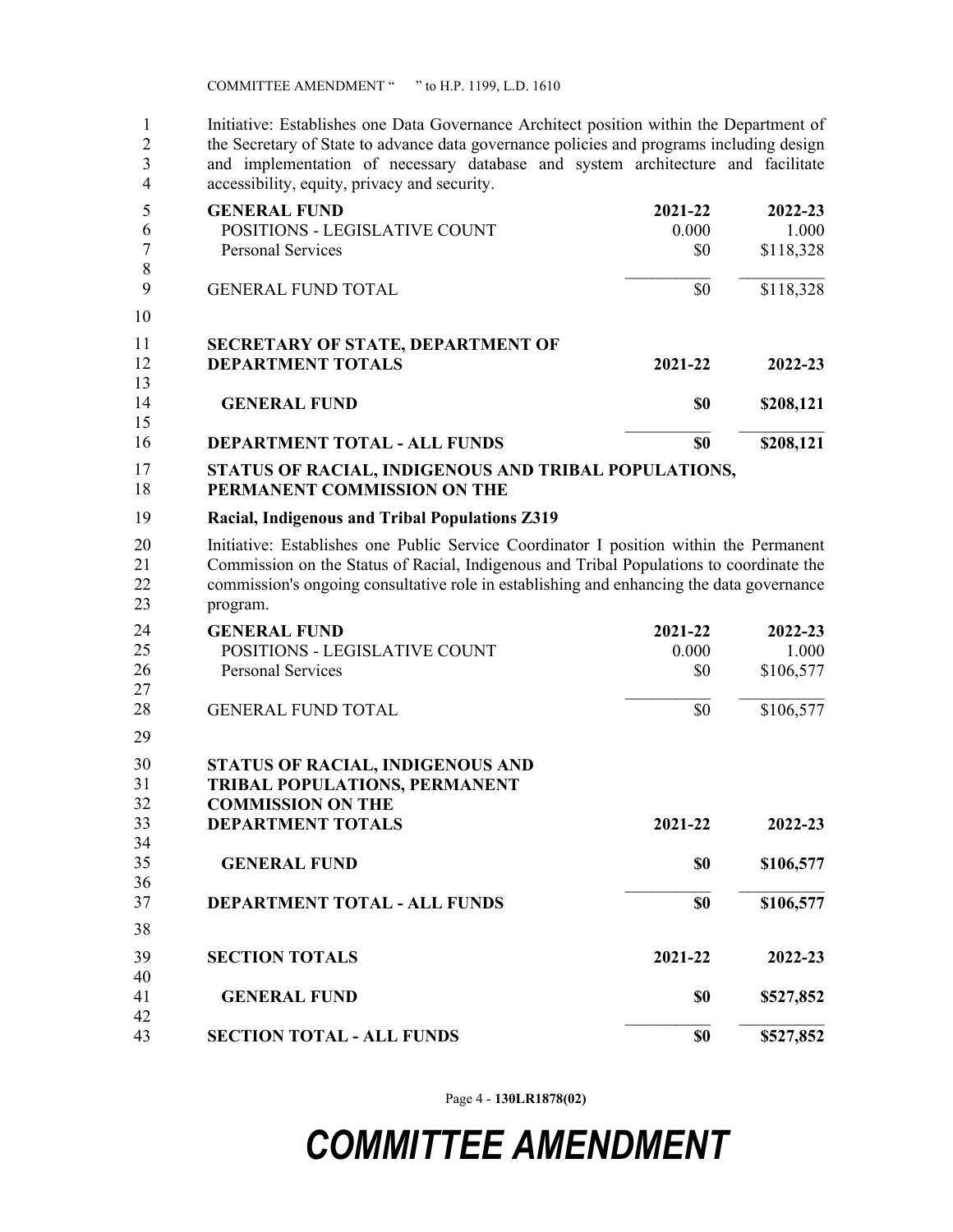Initiative: Establishes one Data Governance Architect position within the Department of the Secretary of State to advance data governance policies and programs including design and implementation of necessary database and system architecture and facilitate accessibility, equity, privacy and security.

| GENERAL FUND | 2021-22 | 2022-23 |
|---|---|---|
| POSITIONS - LEGISLATIVE COUNT | 0.000 | 1.000 |
| Personal Services | $0 | $118,328 |
| GENERAL FUND TOTAL | $0 | $118,328 |

| SECRETARY OF STATE, DEPARTMENT OF DEPARTMENT TOTALS | 2021-22 | 2022-23 |
|---|---|---|
| **GENERAL FUND** | **$0** | **$208,121** |
| **DEPARTMENT TOTAL - ALL FUNDS** | **$0** | **$208,121** |

**STATUS OF RACIAL, INDIGENOUS AND TRIBAL POPULATIONS, PERMANENT COMMISSION ON THE**

**Racial, Indigenous and Tribal Populations Z319**

Initiative: Establishes one Public Service Coordinator I position within the Permanent Commission on the Status of Racial, Indigenous and Tribal Populations to coordinate the commission's ongoing consultative role in establishing and enhancing the data governance program.

| GENERAL FUND | 2021-22 | 2022-23 |
|---|---|---|
| POSITIONS - LEGISLATIVE COUNT | 0.000 | 1.000 |
| Personal Services | $0 | $106,577 |
| GENERAL FUND TOTAL | $0 | $106,577 |

| STATUS OF RACIAL, INDIGENOUS AND TRIBAL POPULATIONS, PERMANENT COMMISSION ON THE DEPARTMENT TOTALS | 2021-22 | 2022-23 |
|---|---|---|
| **GENERAL FUND** | **$0** | **$106,577** |
| **DEPARTMENT TOTAL - ALL FUNDS** | **$0** | **$106,577** |

| SECTION TOTALS | 2021-22 | 2022-23 |
|---|---|---|
| **GENERAL FUND** | **$0** | **$527,852** |
| **SECTION TOTAL - ALL FUNDS** | **$0** | **$527,852** |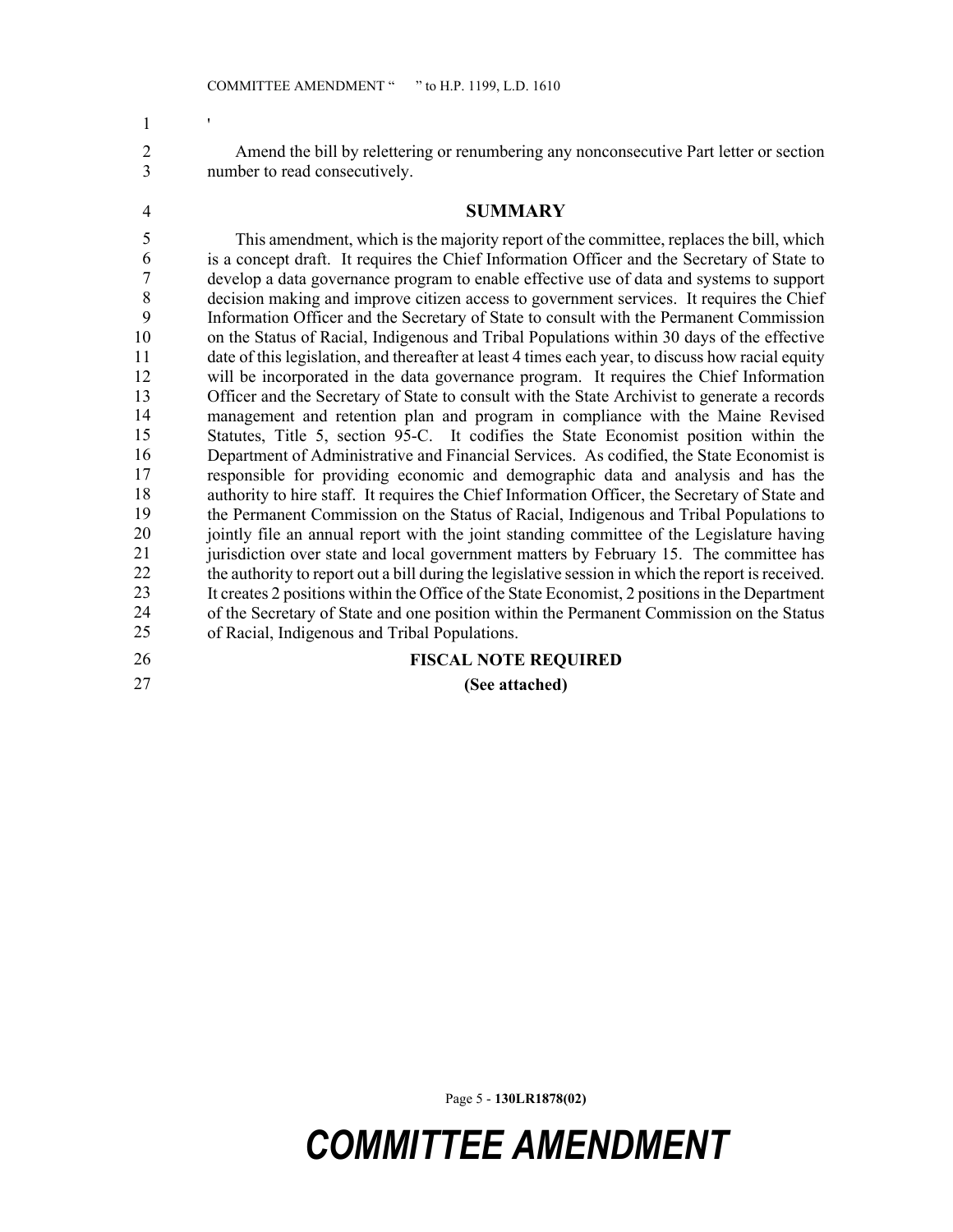'

Amend the bill by relettering or renumbering any nonconsecutive Part letter or section number to read consecutively.

## SUMMARY

This amendment, which is the majority report of the committee, replaces the bill, which is a concept draft. It requires the Chief Information Officer and the Secretary of State to develop a data governance program to enable effective use of data and systems to support decision making and improve citizen access to government services. It requires the Chief Information Officer and the Secretary of State to consult with the Permanent Commission on the Status of Racial, Indigenous and Tribal Populations within 30 days of the effective date of this legislation, and thereafter at least 4 times each year, to discuss how racial equity will be incorporated in the data governance program. It requires the Chief Information Officer and the Secretary of State to consult with the State Archivist to generate a records management and retention plan and program in compliance with the Maine Revised Statutes, Title 5, section 95-C. It codifies the State Economist position within the Department of Administrative and Financial Services. As codified, the State Economist is responsible for providing economic and demographic data and analysis and has the authority to hire staff. It requires the Chief Information Officer, the Secretary of State and the Permanent Commission on the Status of Racial, Indigenous and Tribal Populations to jointly file an annual report with the joint standing committee of the Legislature having jurisdiction over state and local government matters by February 15. The committee has the authority to report out a bill during the legislative session in which the report is received. It creates 2 positions within the Office of the State Economist, 2 positions in the Department of the Secretary of State and one position within the Permanent Commission on the Status of Racial, Indigenous and Tribal Populations.

**FISCAL NOTE REQUIRED**

**(See attached)**

# COMMITTEE AMENDMENT